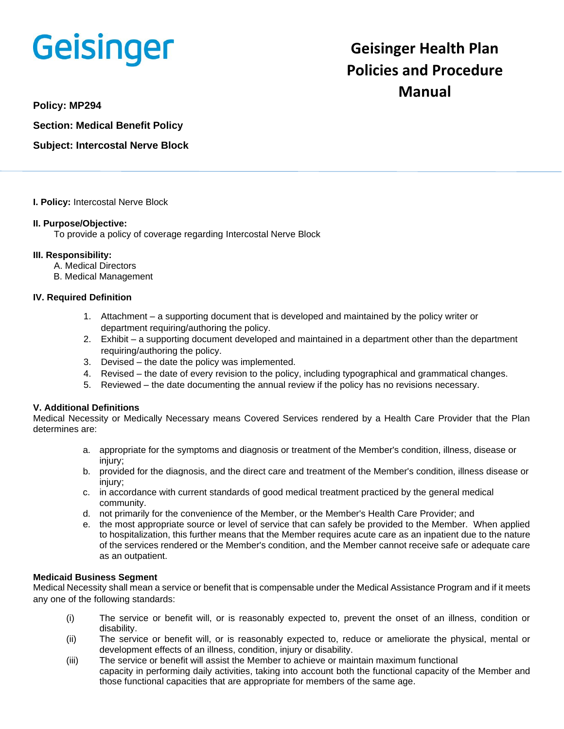Geisinger

# Geisinger Health Plan Policies and Procedure Manual

**Policy: MP294**

**Section: Medical Benefit Policy**

**Subject: Intercostal Nerve Block**

**I. Policy:** Intercostal Nerve Block

**II. Purpose/Objective:**

To provide a policy of coverage regarding Intercostal Nerve Block

**III. Responsibility:**

A. Medical Directors
B. Medical Management

**IV. Required Definition**

1. Attachment – a supporting document that is developed and maintained by the policy writer or department requiring/authoring the policy.
2. Exhibit – a supporting document developed and maintained in a department other than the department requiring/authoring the policy.
3. Devised – the date the policy was implemented.
4. Revised – the date of every revision to the policy, including typographical and grammatical changes.
5. Reviewed – the date documenting the annual review if the policy has no revisions necessary.

**V. Additional Definitions**

Medical Necessity or Medically Necessary means Covered Services rendered by a Health Care Provider that the Plan determines are:

a. appropriate for the symptoms and diagnosis or treatment of the Member's condition, illness, disease or injury;
b. provided for the diagnosis, and the direct care and treatment of the Member's condition, illness disease or injury;
c. in accordance with current standards of good medical treatment practiced by the general medical community.
d. not primarily for the convenience of the Member, or the Member's Health Care Provider; and
e. the most appropriate source or level of service that can safely be provided to the Member. When applied to hospitalization, this further means that the Member requires acute care as an inpatient due to the nature of the services rendered or the Member's condition, and the Member cannot receive safe or adequate care as an outpatient.

**Medicaid Business Segment**

Medical Necessity shall mean a service or benefit that is compensable under the Medical Assistance Program and if it meets any one of the following standards:

(i) The service or benefit will, or is reasonably expected to, prevent the onset of an illness, condition or disability.

(ii) The service or benefit will, or is reasonably expected to, reduce or ameliorate the physical, mental or development effects of an illness, condition, injury or disability.

(iii) The service or benefit will assist the Member to achieve or maintain maximum functional capacity in performing daily activities, taking into account both the functional capacity of the Member and those functional capacities that are appropriate for members of the same age.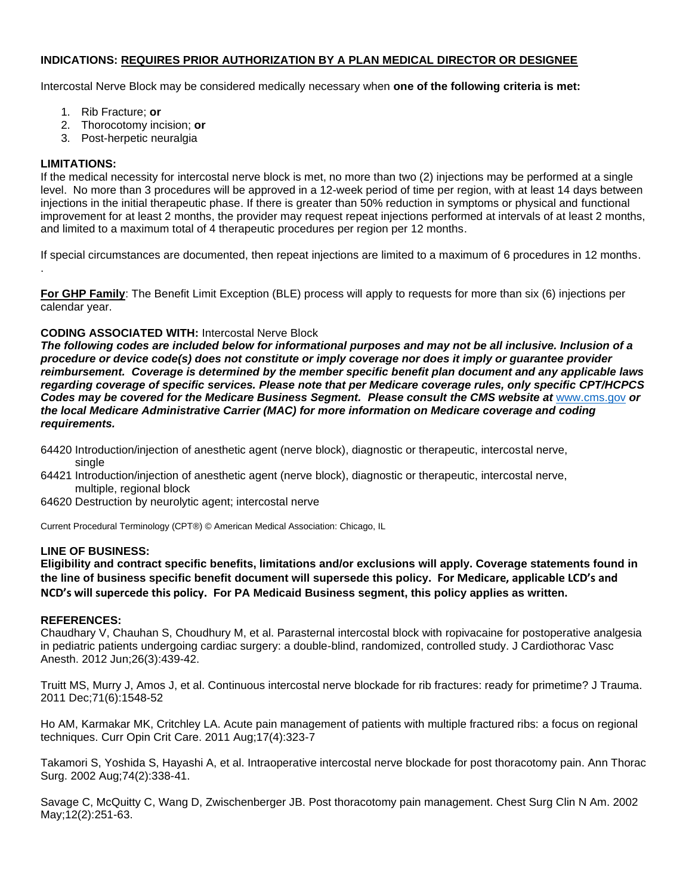**INDICATIONS: <u>REQUIRES PRIOR AUTHORIZATION BY A PLAN MEDICAL DIRECTOR OR DESIGNEE</u>**

Intercostal Nerve Block may be considered medically necessary when **one of the following criteria is met:**

1. Rib Fracture; **or**
2. Thorocotomy incision; **or**
3. Post-herpetic neuralgia

**LIMITATIONS:**
If the medical necessity for intercostal nerve block is met, no more than two (2) injections may be performed at a single level. No more than 3 procedures will be approved in a 12-week period of time per region, with at least 14 days between injections in the initial therapeutic phase. If there is greater than 50% reduction in symptoms or physical and functional improvement for at least 2 months, the provider may request repeat injections performed at intervals of at least 2 months, and limited to a maximum total of 4 therapeutic procedures per region per 12 months.

If special circumstances are documented, then repeat injections are limited to a maximum of 6 procedures in 12 months.
.

**<u>For GHP Family</u>**: The Benefit Limit Exception (BLE) process will apply to requests for more than six (6) injections per calendar year.

**CODING ASSOCIATED WITH:** Intercostal Nerve Block
***The following codes are included below for informational purposes and may not be all inclusive. Inclusion of a procedure or device code(s) does not constitute or imply coverage nor does it imply or guarantee provider reimbursement. Coverage is determined by the member specific benefit plan document and any applicable laws regarding coverage of specific services. Please note that per Medicare coverage rules, only specific CPT/HCPCS Codes may be covered for the Medicare Business Segment. Please consult the CMS website at*** [www.cms.gov](http://www.cms.gov) ***or the local Medicare Administrative Carrier (MAC) for more information on Medicare coverage and coding requirements.***

64420 Introduction/injection of anesthetic agent (nerve block), diagnostic or therapeutic, intercostal nerve, single
64421 Introduction/injection of anesthetic agent (nerve block), diagnostic or therapeutic, intercostal nerve, multiple, regional block
64620 Destruction by neurolytic agent; intercostal nerve

Current Procedural Terminology (CPT®) © American Medical Association: Chicago, IL

**LINE OF BUSINESS:**
**Eligibility and contract specific benefits, limitations and/or exclusions will apply. Coverage statements found in the line of business specific benefit document will supersede this policy. For Medicare, applicable LCD's and NCD's will supercede this policy. For PA Medicaid Business segment, this policy applies as written.**

**REFERENCES:**
Chaudhary V, Chauhan S, Choudhury M, et al. Parasternal intercostal block with ropivacaine for postoperative analgesia in pediatric patients undergoing cardiac surgery: a double-blind, randomized, controlled study. J Cardiothorac Vasc Anesth. 2012 Jun;26(3):439-42.

Truitt MS, Murry J, Amos J, et al. Continuous intercostal nerve blockade for rib fractures: ready for primetime? J Trauma. 2011 Dec;71(6):1548-52

Ho AM, Karmakar MK, Critchley LA. Acute pain management of patients with multiple fractured ribs: a focus on regional techniques. Curr Opin Crit Care. 2011 Aug;17(4):323-7

Takamori S, Yoshida S, Hayashi A, et al. Intraoperative intercostal nerve blockade for post thoracotomy pain. Ann Thorac Surg. 2002 Aug;74(2):338-41.

Savage C, McQuitty C, Wang D, Zwischenberger JB. Post thoracotomy pain management. Chest Surg Clin N Am. 2002 May;12(2):251-63.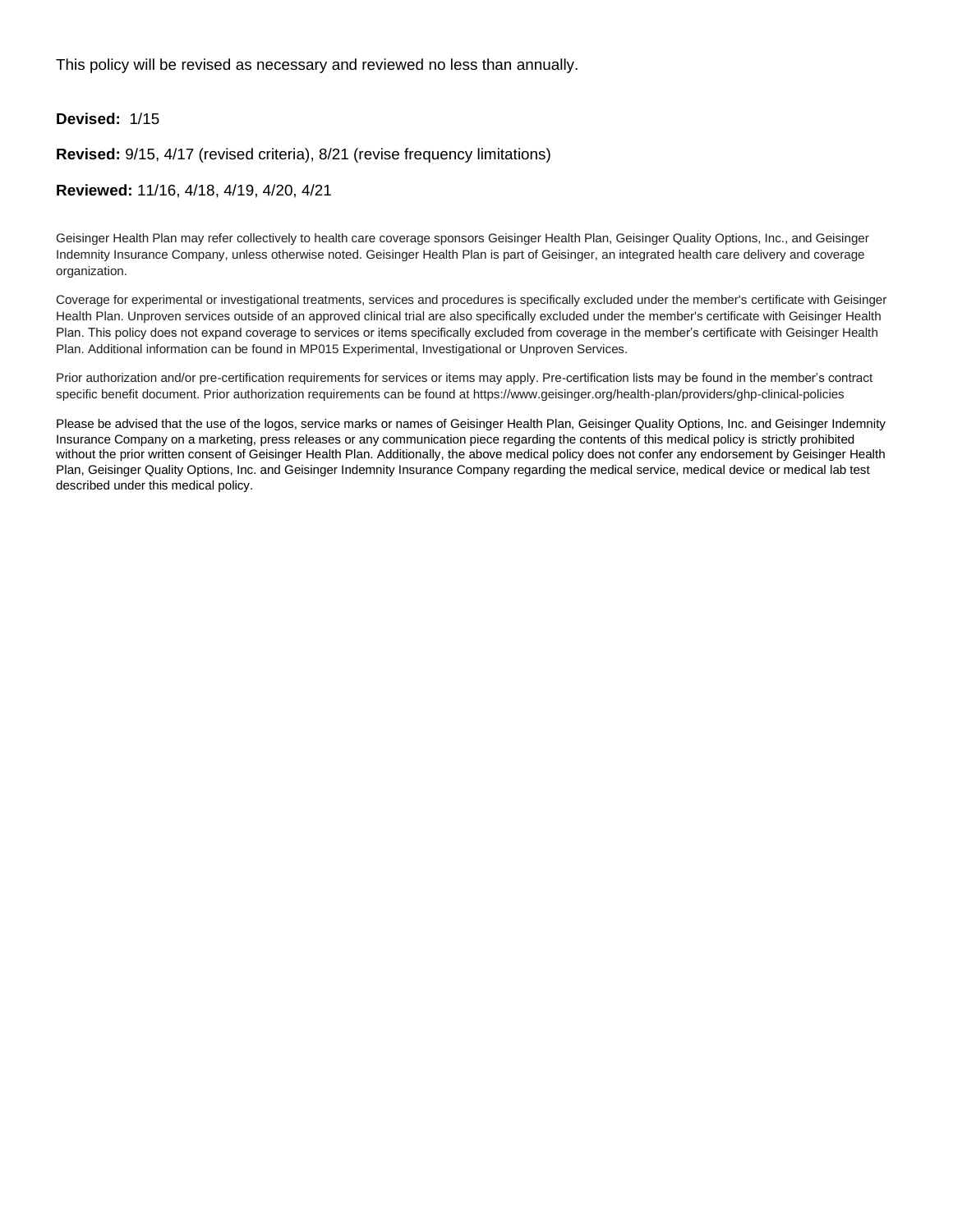This policy will be revised as necessary and reviewed no less than annually.

**Devised:** 1/15

**Revised:** 9/15, 4/17 (revised criteria), 8/21 (revise frequency limitations)

**Reviewed:** 11/16, 4/18, 4/19, 4/20, 4/21

Geisinger Health Plan may refer collectively to health care coverage sponsors Geisinger Health Plan, Geisinger Quality Options, Inc., and Geisinger Indemnity Insurance Company, unless otherwise noted. Geisinger Health Plan is part of Geisinger, an integrated health care delivery and coverage organization.

Coverage for experimental or investigational treatments, services and procedures is specifically excluded under the member's certificate with Geisinger Health Plan. Unproven services outside of an approved clinical trial are also specifically excluded under the member's certificate with Geisinger Health Plan. This policy does not expand coverage to services or items specifically excluded from coverage in the member's certificate with Geisinger Health Plan. Additional information can be found in MP015 Experimental, Investigational or Unproven Services.

Prior authorization and/or pre-certification requirements for services or items may apply. Pre-certification lists may be found in the member's contract specific benefit document. Prior authorization requirements can be found at https://www.geisinger.org/health-plan/providers/ghp-clinical-policies

Please be advised that the use of the logos, service marks or names of Geisinger Health Plan, Geisinger Quality Options, Inc. and Geisinger Indemnity Insurance Company on a marketing, press releases or any communication piece regarding the contents of this medical policy is strictly prohibited without the prior written consent of Geisinger Health Plan. Additionally, the above medical policy does not confer any endorsement by Geisinger Health Plan, Geisinger Quality Options, Inc. and Geisinger Indemnity Insurance Company regarding the medical service, medical device or medical lab test described under this medical policy.